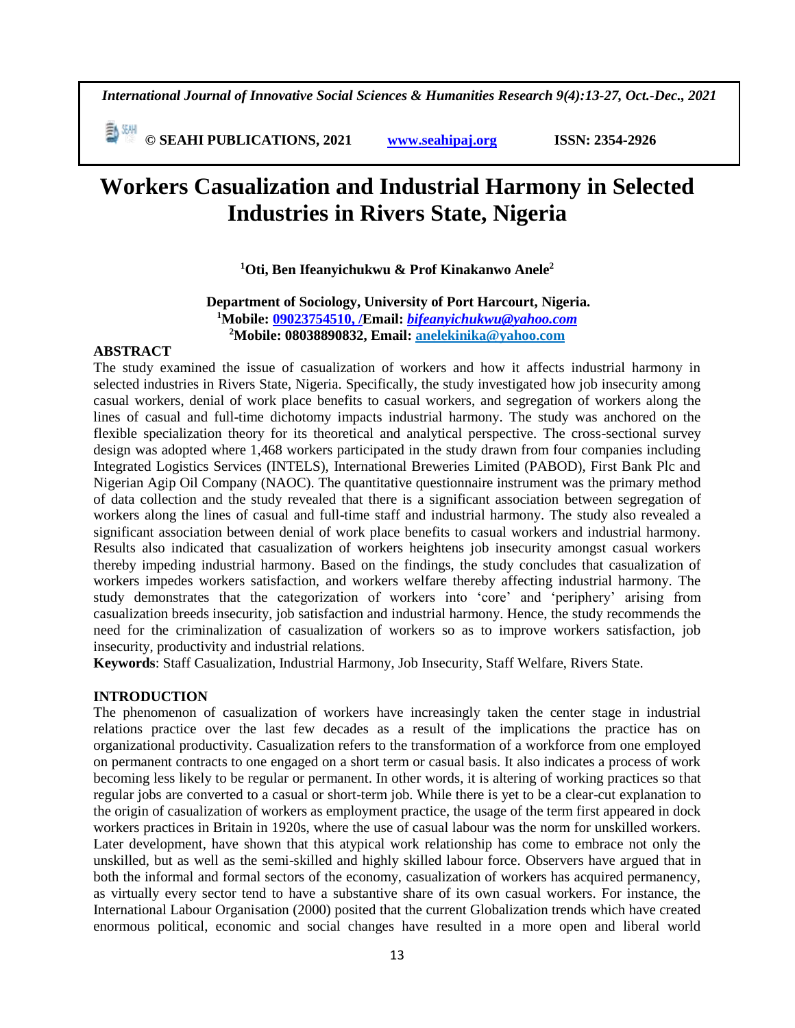# Workers Casualization and Industrial Harmony in Selected Industries in Rivers State, Nigeria

**[1]Oti, Ben Ifeanyichukwu & Prof Kinakanwo Anele[2]**

**Department of Sociology, University of Port Harcourt, Nigeria.**
**[1]Mobile: 09023754510, /Email:** ***bifeanyichukwu@yahoo.com***
**[2]Mobile: 08038890832, Email: anelekinika@yahoo.com**

## ABSTRACT

The study examined the issue of casualization of workers and how it affects industrial harmony in selected industries in Rivers State, Nigeria. Specifically, the study investigated how job insecurity among casual workers, denial of work place benefits to casual workers, and segregation of workers along the lines of casual and full-time dichotomy impacts industrial harmony. The study was anchored on the flexible specialization theory for its theoretical and analytical perspective. The cross-sectional survey design was adopted where 1,468 workers participated in the study drawn from four companies including Integrated Logistics Services (INTELS), International Breweries Limited (PABOD), First Bank Plc and Nigerian Agip Oil Company (NAOC). The quantitative questionnaire instrument was the primary method of data collection and the study revealed that there is a significant association between segregation of workers along the lines of casual and full-time staff and industrial harmony. The study also revealed a significant association between denial of work place benefits to casual workers and industrial harmony. Results also indicated that casualization of workers heightens job insecurity amongst casual workers thereby impeding industrial harmony. Based on the findings, the study concludes that casualization of workers impedes workers satisfaction, and workers welfare thereby affecting industrial harmony. The study demonstrates that the categorization of workers into 'core' and 'periphery' arising from casualization breeds insecurity, job satisfaction and industrial harmony. Hence, the study recommends the need for the criminalization of casualization of workers so as to improve workers satisfaction, job insecurity, productivity and industrial relations.

**Keywords**: Staff Casualization, Industrial Harmony, Job Insecurity, Staff Welfare, Rivers State.

## INTRODUCTION

The phenomenon of casualization of workers have increasingly taken the center stage in industrial relations practice over the last few decades as a result of the implications the practice has on organizational productivity. Casualization refers to the transformation of a workforce from one employed on permanent contracts to one engaged on a short term or casual basis. It also indicates a process of work becoming less likely to be regular or permanent. In other words, it is altering of working practices so that regular jobs are converted to a casual or short-term job. While there is yet to be a clear-cut explanation to the origin of casualization of workers as employment practice, the usage of the term first appeared in dock workers practices in Britain in 1920s, where the use of casual labour was the norm for unskilled workers. Later development, have shown that this atypical work relationship has come to embrace not only the unskilled, but as well as the semi-skilled and highly skilled labour force. Observers have argued that in both the informal and formal sectors of the economy, casualization of workers has acquired permanency, as virtually every sector tend to have a substantive share of its own casual workers. For instance, the International Labour Organisation (2000) posited that the current Globalization trends which have created enormous political, economic and social changes have resulted in a more open and liberal world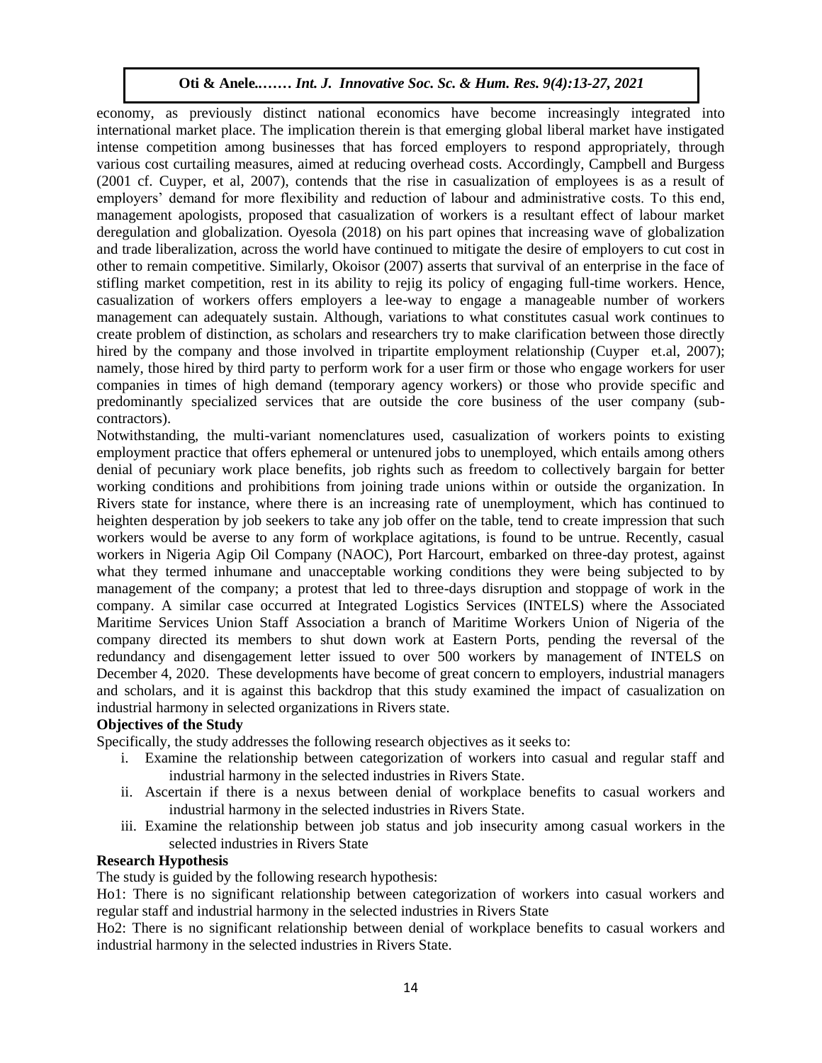economy, as previously distinct national economics have become increasingly integrated into international market place. The implication therein is that emerging global liberal market have instigated intense competition among businesses that has forced employers to respond appropriately, through various cost curtailing measures, aimed at reducing overhead costs. Accordingly, Campbell and Burgess (2001 cf. Cuyper, et al, 2007), contends that the rise in casualization of employees is as a result of employers' demand for more flexibility and reduction of labour and administrative costs. To this end, management apologists, proposed that casualization of workers is a resultant effect of labour market deregulation and globalization. Oyesola (2018) on his part opines that increasing wave of globalization and trade liberalization, across the world have continued to mitigate the desire of employers to cut cost in other to remain competitive. Similarly, Okoisor (2007) asserts that survival of an enterprise in the face of stifling market competition, rest in its ability to rejig its policy of engaging full-time workers. Hence, casualization of workers offers employers a lee-way to engage a manageable number of workers management can adequately sustain. Although, variations to what constitutes casual work continues to create problem of distinction, as scholars and researchers try to make clarification between those directly hired by the company and those involved in tripartite employment relationship (Cuyper et.al, 2007); namely, those hired by third party to perform work for a user firm or those who engage workers for user companies in times of high demand (temporary agency workers) or those who provide specific and predominantly specialized services that are outside the core business of the user company (sub-contractors).

Notwithstanding, the multi-variant nomenclatures used, casualization of workers points to existing employment practice that offers ephemeral or untenured jobs to unemployed, which entails among others denial of pecuniary work place benefits, job rights such as freedom to collectively bargain for better working conditions and prohibitions from joining trade unions within or outside the organization. In Rivers state for instance, where there is an increasing rate of unemployment, which has continued to heighten desperation by job seekers to take any job offer on the table, tend to create impression that such workers would be averse to any form of workplace agitations, is found to be untrue. Recently, casual workers in Nigeria Agip Oil Company (NAOC), Port Harcourt, embarked on three-day protest, against what they termed inhumane and unacceptable working conditions they were being subjected to by management of the company; a protest that led to three-days disruption and stoppage of work in the company. A similar case occurred at Integrated Logistics Services (INTELS) where the Associated Maritime Services Union Staff Association a branch of Maritime Workers Union of Nigeria of the company directed its members to shut down work at Eastern Ports, pending the reversal of the redundancy and disengagement letter issued to over 500 workers by management of INTELS on December 4, 2020. These developments have become of great concern to employers, industrial managers and scholars, and it is against this backdrop that this study examined the impact of casualization on industrial harmony in selected organizations in Rivers state.

## Objectives of the Study

Specifically, the study addresses the following research objectives as it seeks to:

i. Examine the relationship between categorization of workers into casual and regular staff and industrial harmony in the selected industries in Rivers State.
ii. Ascertain if there is a nexus between denial of workplace benefits to casual workers and industrial harmony in the selected industries in Rivers State.
iii. Examine the relationship between job status and job insecurity among casual workers in the selected industries in Rivers State

## Research Hypothesis

The study is guided by the following research hypothesis:

Ho1: There is no significant relationship between categorization of workers into casual workers and regular staff and industrial harmony in the selected industries in Rivers State

Ho2: There is no significant relationship between denial of workplace benefits to casual workers and industrial harmony in the selected industries in Rivers State.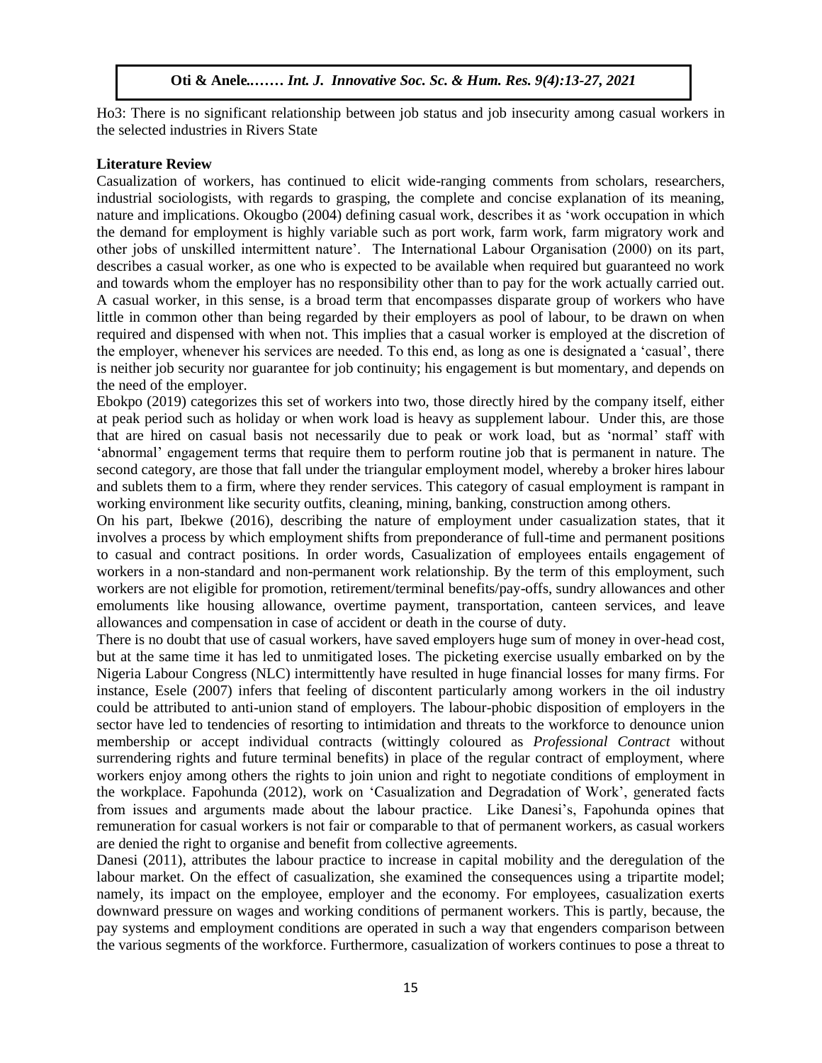Ho3: There is no significant relationship between job status and job insecurity among casual workers in the selected industries in Rivers State

## Literature Review

Casualization of workers, has continued to elicit wide-ranging comments from scholars, researchers, industrial sociologists, with regards to grasping, the complete and concise explanation of its meaning, nature and implications. Okougbo (2004) defining casual work, describes it as 'work occupation in which the demand for employment is highly variable such as port work, farm work, farm migratory work and other jobs of unskilled intermittent nature'. The International Labour Organisation (2000) on its part, describes a casual worker, as one who is expected to be available when required but guaranteed no work and towards whom the employer has no responsibility other than to pay for the work actually carried out. A casual worker, in this sense, is a broad term that encompasses disparate group of workers who have little in common other than being regarded by their employers as pool of labour, to be drawn on when required and dispensed with when not. This implies that a casual worker is employed at the discretion of the employer, whenever his services are needed. To this end, as long as one is designated a 'casual', there is neither job security nor guarantee for job continuity; his engagement is but momentary, and depends on the need of the employer.

Ebokpo (2019) categorizes this set of workers into two, those directly hired by the company itself, either at peak period such as holiday or when work load is heavy as supplement labour. Under this, are those that are hired on casual basis not necessarily due to peak or work load, but as 'normal' staff with 'abnormal' engagement terms that require them to perform routine job that is permanent in nature. The second category, are those that fall under the triangular employment model, whereby a broker hires labour and sublets them to a firm, where they render services. This category of casual employment is rampant in working environment like security outfits, cleaning, mining, banking, construction among others.

On his part, Ibekwe (2016), describing the nature of employment under casualization states, that it involves a process by which employment shifts from preponderance of full-time and permanent positions to casual and contract positions. In order words, Casualization of employees entails engagement of workers in a non-standard and non-permanent work relationship. By the term of this employment, such workers are not eligible for promotion, retirement/terminal benefits/pay-offs, sundry allowances and other emoluments like housing allowance, overtime payment, transportation, canteen services, and leave allowances and compensation in case of accident or death in the course of duty.

There is no doubt that use of casual workers, have saved employers huge sum of money in over-head cost, but at the same time it has led to unmitigated loses. The picketing exercise usually embarked on by the Nigeria Labour Congress (NLC) intermittently have resulted in huge financial losses for many firms. For instance, Esele (2007) infers that feeling of discontent particularly among workers in the oil industry could be attributed to anti-union stand of employers. The labour-phobic disposition of employers in the sector have led to tendencies of resorting to intimidation and threats to the workforce to denounce union membership or accept individual contracts (wittingly coloured as *Professional Contract* without surrendering rights and future terminal benefits) in place of the regular contract of employment, where workers enjoy among others the rights to join union and right to negotiate conditions of employment in the workplace. Fapohunda (2012), work on 'Casualization and Degradation of Work', generated facts from issues and arguments made about the labour practice. Like Danesi's, Fapohunda opines that remuneration for casual workers is not fair or comparable to that of permanent workers, as casual workers are denied the right to organise and benefit from collective agreements.

Danesi (2011), attributes the labour practice to increase in capital mobility and the deregulation of the labour market. On the effect of casualization, she examined the consequences using a tripartite model; namely, its impact on the employee, employer and the economy. For employees, casualization exerts downward pressure on wages and working conditions of permanent workers. This is partly, because, the pay systems and employment conditions are operated in such a way that engenders comparison between the various segments of the workforce. Furthermore, casualization of workers continues to pose a threat to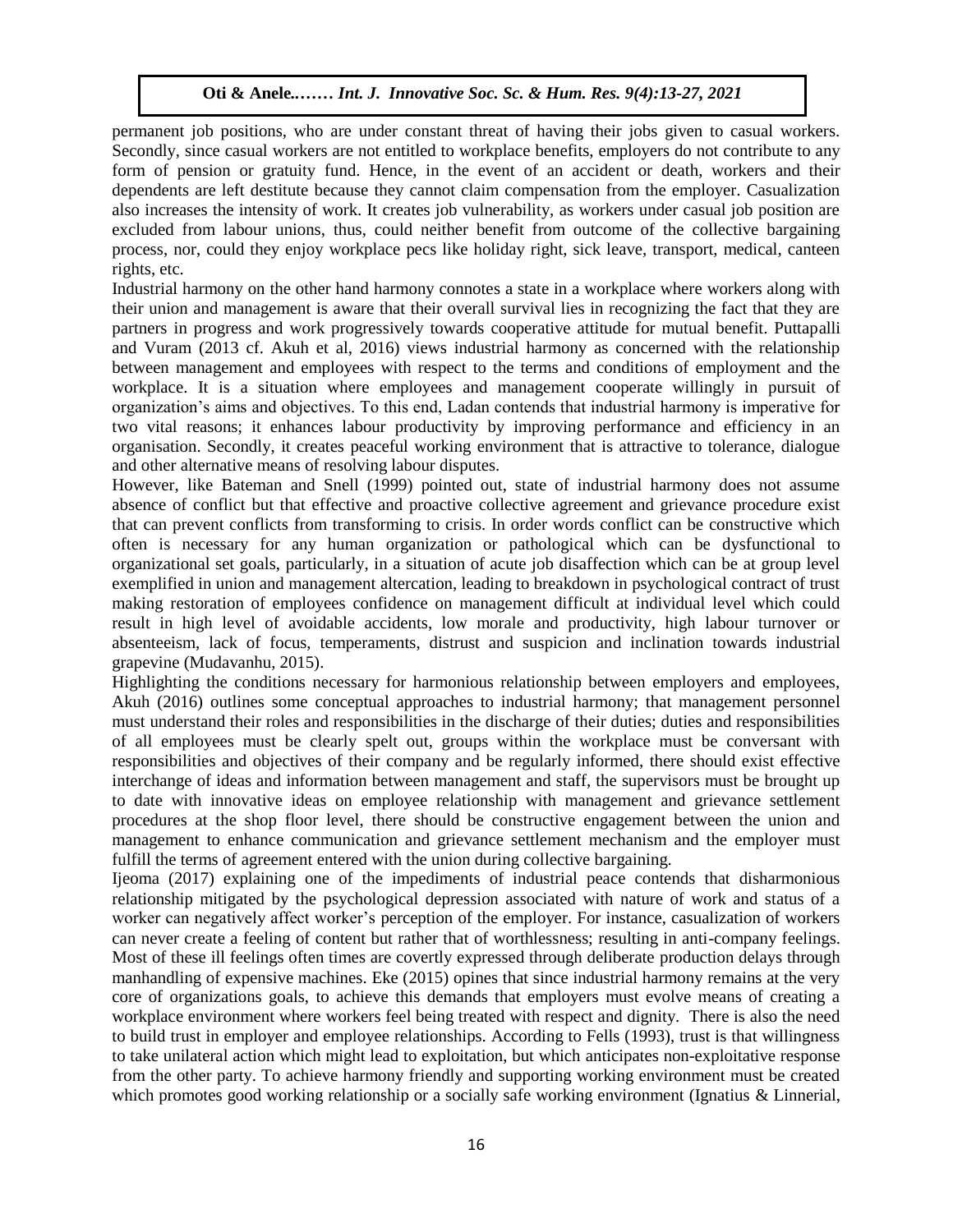permanent job positions, who are under constant threat of having their jobs given to casual workers. Secondly, since casual workers are not entitled to workplace benefits, employers do not contribute to any form of pension or gratuity fund. Hence, in the event of an accident or death, workers and their dependents are left destitute because they cannot claim compensation from the employer. Casualization also increases the intensity of work. It creates job vulnerability, as workers under casual job position are excluded from labour unions, thus, could neither benefit from outcome of the collective bargaining process, nor, could they enjoy workplace pecs like holiday right, sick leave, transport, medical, canteen rights, etc.

Industrial harmony on the other hand harmony connotes a state in a workplace where workers along with their union and management is aware that their overall survival lies in recognizing the fact that they are partners in progress and work progressively towards cooperative attitude for mutual benefit. Puttapalli and Vuram (2013 cf. Akuh et al, 2016) views industrial harmony as concerned with the relationship between management and employees with respect to the terms and conditions of employment and the workplace. It is a situation where employees and management cooperate willingly in pursuit of organization's aims and objectives. To this end, Ladan contends that industrial harmony is imperative for two vital reasons; it enhances labour productivity by improving performance and efficiency in an organisation. Secondly, it creates peaceful working environment that is attractive to tolerance, dialogue and other alternative means of resolving labour disputes.

However, like Bateman and Snell (1999) pointed out, state of industrial harmony does not assume absence of conflict but that effective and proactive collective agreement and grievance procedure exist that can prevent conflicts from transforming to crisis. In order words conflict can be constructive which often is necessary for any human organization or pathological which can be dysfunctional to organizational set goals, particularly, in a situation of acute job disaffection which can be at group level exemplified in union and management altercation, leading to breakdown in psychological contract of trust making restoration of employees confidence on management difficult at individual level which could result in high level of avoidable accidents, low morale and productivity, high labour turnover or absenteeism, lack of focus, temperaments, distrust and suspicion and inclination towards industrial grapevine (Mudavanhu, 2015).

Highlighting the conditions necessary for harmonious relationship between employers and employees, Akuh (2016) outlines some conceptual approaches to industrial harmony; that management personnel must understand their roles and responsibilities in the discharge of their duties; duties and responsibilities of all employees must be clearly spelt out, groups within the workplace must be conversant with responsibilities and objectives of their company and be regularly informed, there should exist effective interchange of ideas and information between management and staff, the supervisors must be brought up to date with innovative ideas on employee relationship with management and grievance settlement procedures at the shop floor level, there should be constructive engagement between the union and management to enhance communication and grievance settlement mechanism and the employer must fulfill the terms of agreement entered with the union during collective bargaining.

Ijeoma (2017) explaining one of the impediments of industrial peace contends that disharmonious relationship mitigated by the psychological depression associated with nature of work and status of a worker can negatively affect worker's perception of the employer. For instance, casualization of workers can never create a feeling of content but rather that of worthlessness; resulting in anti-company feelings. Most of these ill feelings often times are covertly expressed through deliberate production delays through manhandling of expensive machines. Eke (2015) opines that since industrial harmony remains at the very core of organizations goals, to achieve this demands that employers must evolve means of creating a workplace environment where workers feel being treated with respect and dignity. There is also the need to build trust in employer and employee relationships. According to Fells (1993), trust is that willingness to take unilateral action which might lead to exploitation, but which anticipates non-exploitative response from the other party. To achieve harmony friendly and supporting working environment must be created which promotes good working relationship or a socially safe working environment (Ignatius & Linnerial,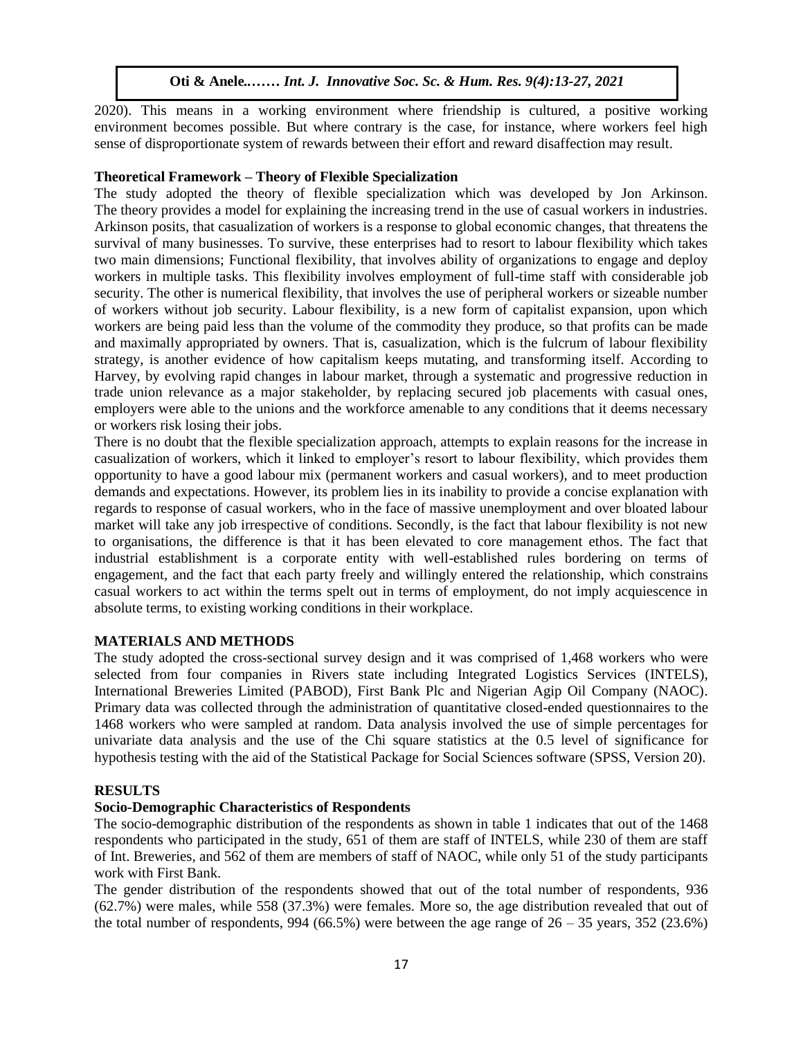2020). This means in a working environment where friendship is cultured, a positive working environment becomes possible. But where contrary is the case, for instance, where workers feel high sense of disproportionate system of rewards between their effort and reward disaffection may result.

**Theoretical Framework – Theory of Flexible Specialization**

The study adopted the theory of flexible specialization which was developed by Jon Arkinson. The theory provides a model for explaining the increasing trend in the use of casual workers in industries. Arkinson posits, that casualization of workers is a response to global economic changes, that threatens the survival of many businesses. To survive, these enterprises had to resort to labour flexibility which takes two main dimensions; Functional flexibility, that involves ability of organizations to engage and deploy workers in multiple tasks. This flexibility involves employment of full-time staff with considerable job security. The other is numerical flexibility, that involves the use of peripheral workers or sizeable number of workers without job security. Labour flexibility, is a new form of capitalist expansion, upon which workers are being paid less than the volume of the commodity they produce, so that profits can be made and maximally appropriated by owners. That is, casualization, which is the fulcrum of labour flexibility strategy, is another evidence of how capitalism keeps mutating, and transforming itself. According to Harvey, by evolving rapid changes in labour market, through a systematic and progressive reduction in trade union relevance as a major stakeholder, by replacing secured job placements with casual ones, employers were able to the unions and the workforce amenable to any conditions that it deems necessary or workers risk losing their jobs.

There is no doubt that the flexible specialization approach, attempts to explain reasons for the increase in casualization of workers, which it linked to employer's resort to labour flexibility, which provides them opportunity to have a good labour mix (permanent workers and casual workers), and to meet production demands and expectations. However, its problem lies in its inability to provide a concise explanation with regards to response of casual workers, who in the face of massive unemployment and over bloated labour market will take any job irrespective of conditions. Secondly, is the fact that labour flexibility is not new to organisations, the difference is that it has been elevated to core management ethos. The fact that industrial establishment is a corporate entity with well-established rules bordering on terms of engagement, and the fact that each party freely and willingly entered the relationship, which constrains casual workers to act within the terms spelt out in terms of employment, do not imply acquiescence in absolute terms, to existing working conditions in their workplace.

## MATERIALS AND METHODS

The study adopted the cross-sectional survey design and it was comprised of 1,468 workers who were selected from four companies in Rivers state including Integrated Logistics Services (INTELS), International Breweries Limited (PABOD), First Bank Plc and Nigerian Agip Oil Company (NAOC). Primary data was collected through the administration of quantitative closed-ended questionnaires to the 1468 workers who were sampled at random. Data analysis involved the use of simple percentages for univariate data analysis and the use of the Chi square statistics at the 0.5 level of significance for hypothesis testing with the aid of the Statistical Package for Social Sciences software (SPSS, Version 20).

## RESULTS

### Socio-Demographic Characteristics of Respondents

The socio-demographic distribution of the respondents as shown in table 1 indicates that out of the 1468 respondents who participated in the study, 651 of them are staff of INTELS, while 230 of them are staff of Int. Breweries, and 562 of them are members of staff of NAOC, while only 51 of the study participants work with First Bank.

The gender distribution of the respondents showed that out of the total number of respondents, 936 (62.7%) were males, while 558 (37.3%) were females. More so, the age distribution revealed that out of the total number of respondents, 994 (66.5%) were between the age range of 26 – 35 years, 352 (23.6%)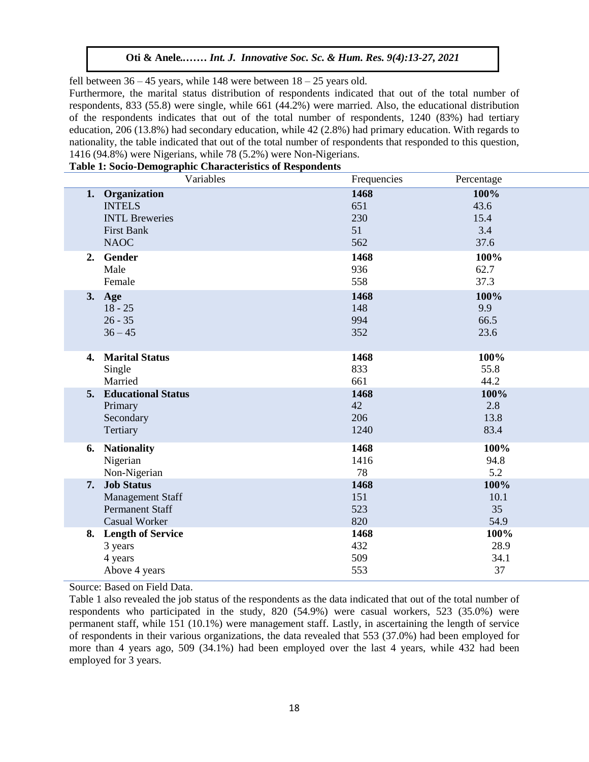fell between 36 – 45 years, while 148 were between 18 – 25 years old.

Furthermore, the marital status distribution of respondents indicated that out of the total number of respondents, 833 (55.8) were single, while 661 (44.2%) were married. Also, the educational distribution of the respondents indicates that out of the total number of respondents, 1240 (83%) had tertiary education, 206 (13.8%) had secondary education, while 42 (2.8%) had primary education. With regards to nationality, the table indicated that out of the total number of respondents that responded to this question, 1416 (94.8%) were Nigerians, while 78 (5.2%) were Non-Nigerians.

**Table 1: Socio-Demographic Characteristics of Respondents**

| Variables | Frequencies | Percentage |
|---|---|---|
| **1. Organization** | **1468** | **100%** |
| INTELS | 651 | 43.6 |
| INTL Breweries | 230 | 15.4 |
| First Bank | 51 | 3.4 |
| NAOC | 562 | 37.6 |
| **2. Gender** | **1468** | **100%** |
| Male | 936 | 62.7 |
| Female | 558 | 37.3 |
| **3. Age** | **1468** | **100%** |
| 18 - 25 | 148 | 9.9 |
| 26 - 35 | 994 | 66.5 |
| 36 – 45 | 352 | 23.6 |
| **4. Marital Status** | **1468** | **100%** |
| Single | 833 | 55.8 |
| Married | 661 | 44.2 |
| **5. Educational Status** | **1468** | **100%** |
| Primary | 42 | 2.8 |
| Secondary | 206 | 13.8 |
| Tertiary | 1240 | 83.4 |
| **6. Nationality** | **1468** | **100%** |
| Nigerian | 1416 | 94.8 |
| Non-Nigerian | 78 | 5.2 |
| **7. Job Status** | **1468** | **100%** |
| Management Staff | 151 | 10.1 |
| Permanent Staff | 523 | 35 |
| Casual Worker | 820 | 54.9 |
| **8. Length of Service** | **1468** | **100%** |
| 3 years | 432 | 28.9 |
| 4 years | 509 | 34.1 |
| Above 4 years | 553 | 37 |

Source: Based on Field Data.

Table 1 also revealed the job status of the respondents as the data indicated that out of the total number of respondents who participated in the study, 820 (54.9%) were casual workers, 523 (35.0%) were permanent staff, while 151 (10.1%) were management staff. Lastly, in ascertaining the length of service of respondents in their various organizations, the data revealed that 553 (37.0%) had been employed for more than 4 years ago, 509 (34.1%) had been employed over the last 4 years, while 432 had been employed for 3 years.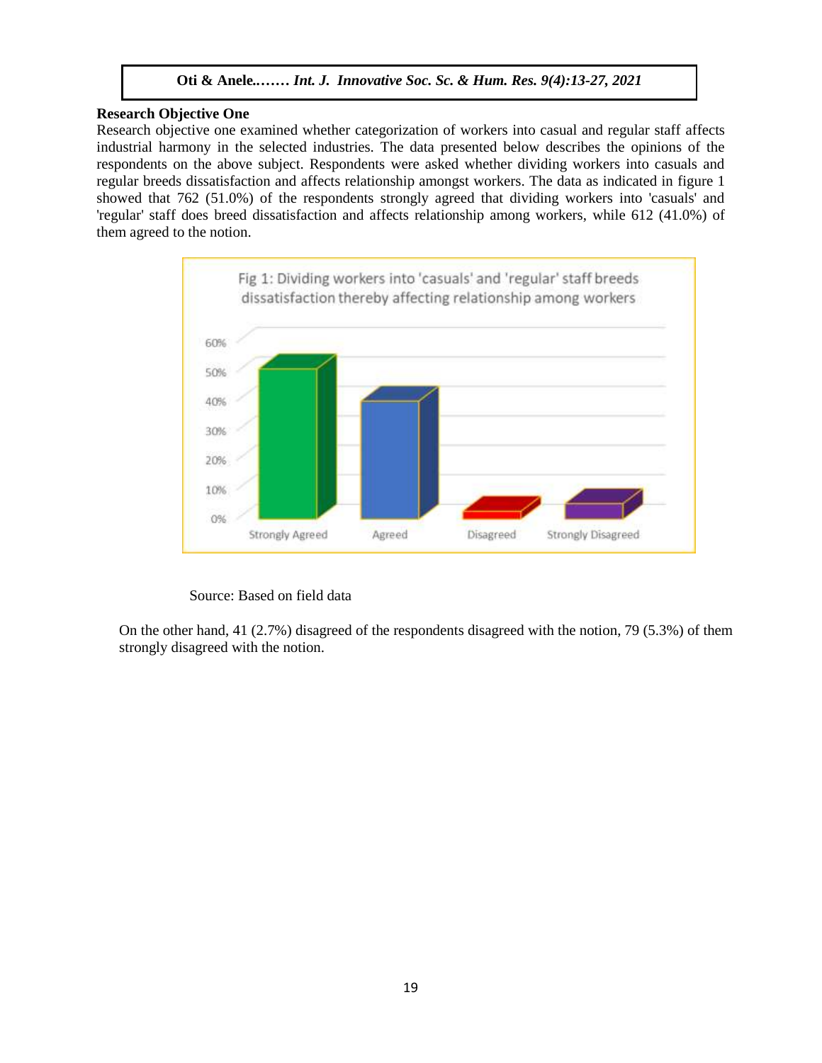### Research Objective One

Research objective one examined whether categorization of workers into casual and regular staff affects industrial harmony in the selected industries. The data presented below describes the opinions of the respondents on the above subject. Respondents were asked whether dividing workers into casuals and regular breeds dissatisfaction and affects relationship amongst workers. The data as indicated in figure 1 showed that 762 (51.0%) of the respondents strongly agreed that dividing workers into 'casuals' and 'regular' staff does breed dissatisfaction and affects relationship among workers, while 612 (41.0%) of them agreed to the notion.

Fig 1: Dividing workers into 'casuals' and 'regular' staff breeds dissatisfaction thereby affecting relationship among workers

Source: Based on field data

On the other hand, 41 (2.7%) disagreed of the respondents disagreed with the notion, 79 (5.3%) of them strongly disagreed with the notion.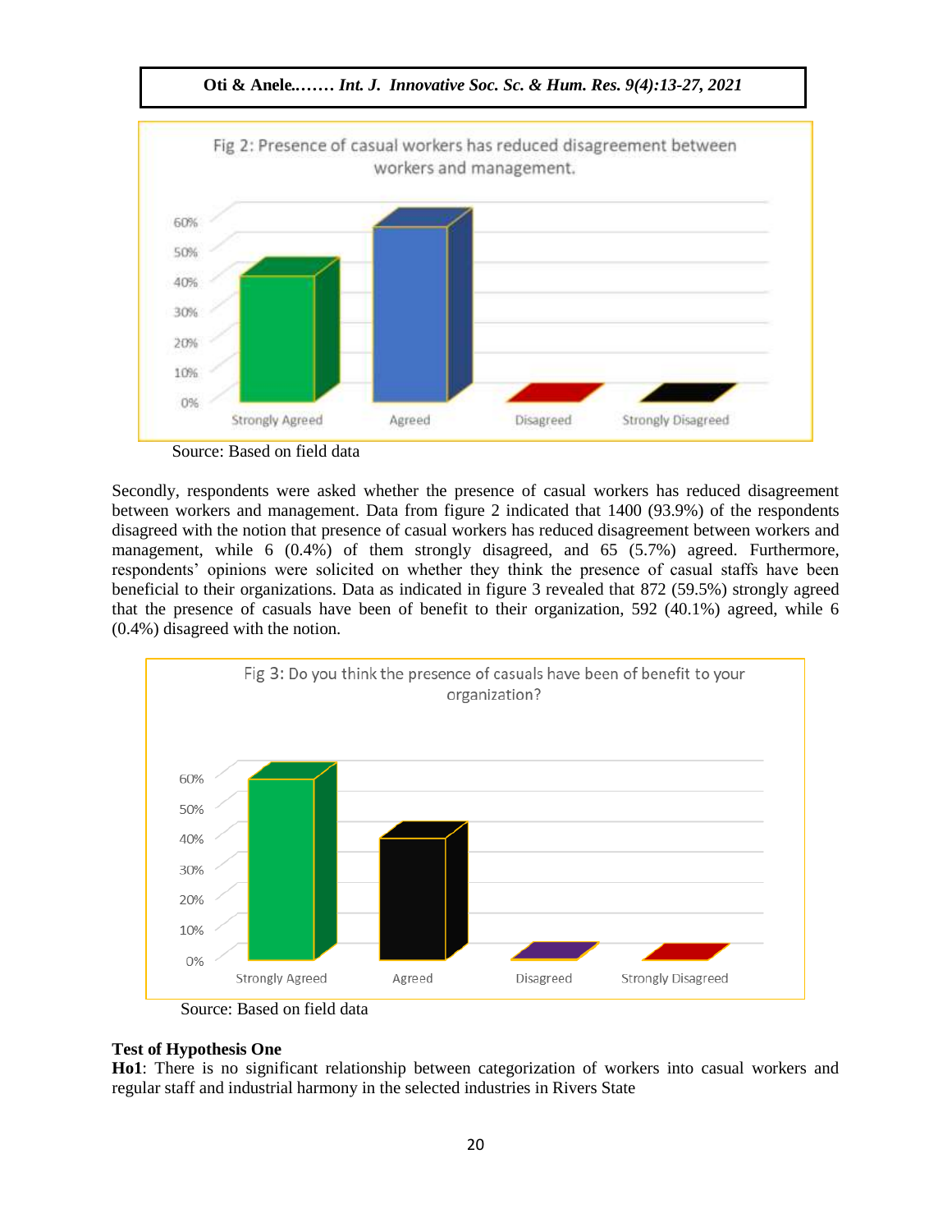Fig 2: Presence of casual workers has reduced disagreement between workers and management.

Source: Based on field data

Secondly, respondents were asked whether the presence of casual workers has reduced disagreement between workers and management. Data from figure 2 indicated that 1400 (93.9%) of the respondents disagreed with the notion that presence of casual workers has reduced disagreement between workers and management, while 6 (0.4%) of them strongly disagreed, and 65 (5.7%) agreed. Furthermore, respondents' opinions were solicited on whether they think the presence of casual staffs have been beneficial to their organizations. Data as indicated in figure 3 revealed that 872 (59.5%) strongly agreed that the presence of casuals have been of benefit to their organization, 592 (40.1%) agreed, while 6 (0.4%) disagreed with the notion.

Fig 3: Do you think the presence of casuals have been of benefit to your organization?

Source: Based on field data

**Test of Hypothesis One**

**Ho1**: There is no significant relationship between categorization of workers into casual workers and regular staff and industrial harmony in the selected industries in Rivers State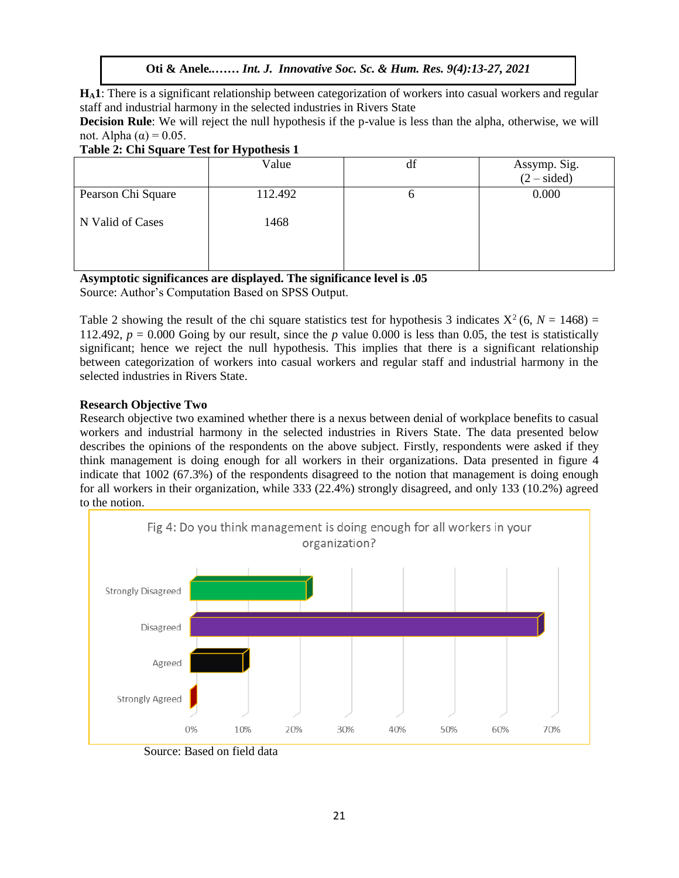**$H_A1$**: There is a significant relationship between categorization of workers into casual workers and regular staff and industrial harmony in the selected industries in Rivers State

**Decision Rule**: We will reject the null hypothesis if the p-value is less than the alpha, otherwise, we will not. Alpha (α) = 0.05.

**Table 2: Chi Square Test for Hypothesis 1**

| | Value | df | Assymp. Sig. (2 – sided) |
|---|---|---|---|
| Pearson Chi Square | 112.492 | 6 | 0.000 |
| N Valid of Cases | 1468 | | |

**Asymptotic significances are displayed. The significance level is .05**

Source: Author's Computation Based on SPSS Output.

Table 2 showing the result of the chi square statistics test for hypothesis 3 indicates $X^2$ (6, $N$ = 1468) = 112.492, $p$ = 0.000 Going by our result, since the $p$ value 0.000 is less than 0.05, the test is statistically significant; hence we reject the null hypothesis. This implies that there is a significant relationship between categorization of workers into casual workers and regular staff and industrial harmony in the selected industries in Rivers State.

**Research Objective Two**

Research objective two examined whether there is a nexus between denial of workplace benefits to casual workers and industrial harmony in the selected industries in Rivers State. The data presented below describes the opinions of the respondents on the above subject. Firstly, respondents were asked if they think management is doing enough for all workers in their organizations. Data presented in figure 4 indicate that 1002 (67.3%) of the respondents disagreed to the notion that management is doing enough for all workers in their organization, while 333 (22.4%) strongly disagreed, and only 133 (10.2%) agreed to the notion.

Fig 4: Do you think management is doing enough for all workers in your organization?

| Response | Percentage (approx.) |
|---|---|
| Strongly Disagreed | 22.4% |
| Disagreed | 67.3% |
| Agreed | 10.2% |
| Strongly Agreed | ~1% |

Source: Based on field data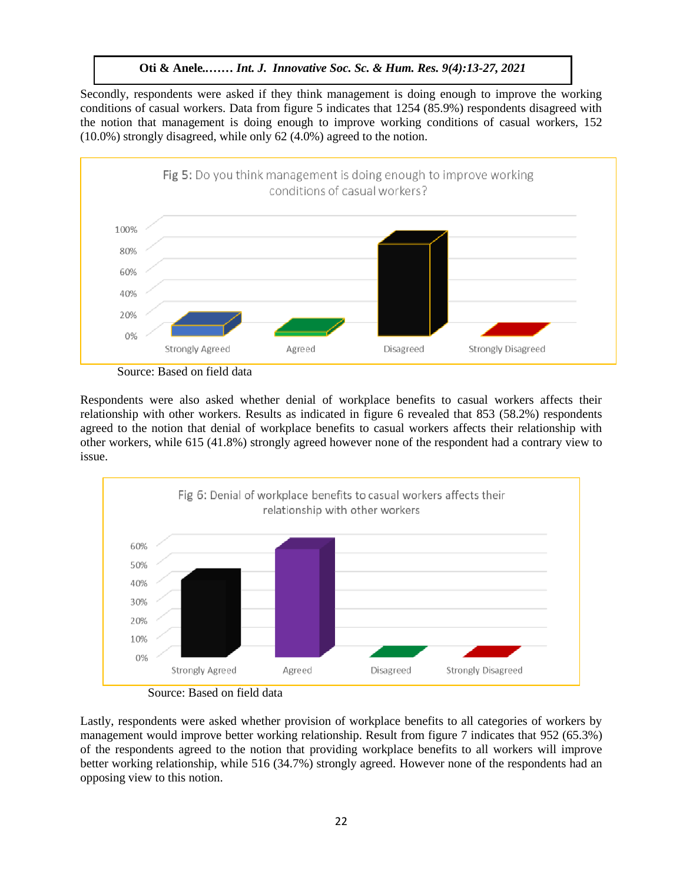Secondly, respondents were asked if they think management is doing enough to improve the working conditions of casual workers. Data from figure 5 indicates that 1254 (85.9%) respondents disagreed with the notion that management is doing enough to improve working conditions of casual workers, 152 (10.0%) strongly disagreed, while only 62 (4.0%) agreed to the notion.

Fig 5: Do you think management is doing enough to improve working conditions of casual workers?

Source: Based on field data

Respondents were also asked whether denial of workplace benefits to casual workers affects their relationship with other workers. Results as indicated in figure 6 revealed that 853 (58.2%) respondents agreed to the notion that denial of workplace benefits to casual workers affects their relationship with other workers, while 615 (41.8%) strongly agreed however none of the respondent had a contrary view to issue.

Fig 6: Denial of workplace benefits to casual workers affects their relationship with other workers

Source: Based on field data

Lastly, respondents were asked whether provision of workplace benefits to all categories of workers by management would improve better working relationship. Result from figure 7 indicates that 952 (65.3%) of the respondents agreed to the notion that providing workplace benefits to all workers will improve better working relationship, while 516 (34.7%) strongly agreed. However none of the respondents had an opposing view to this notion.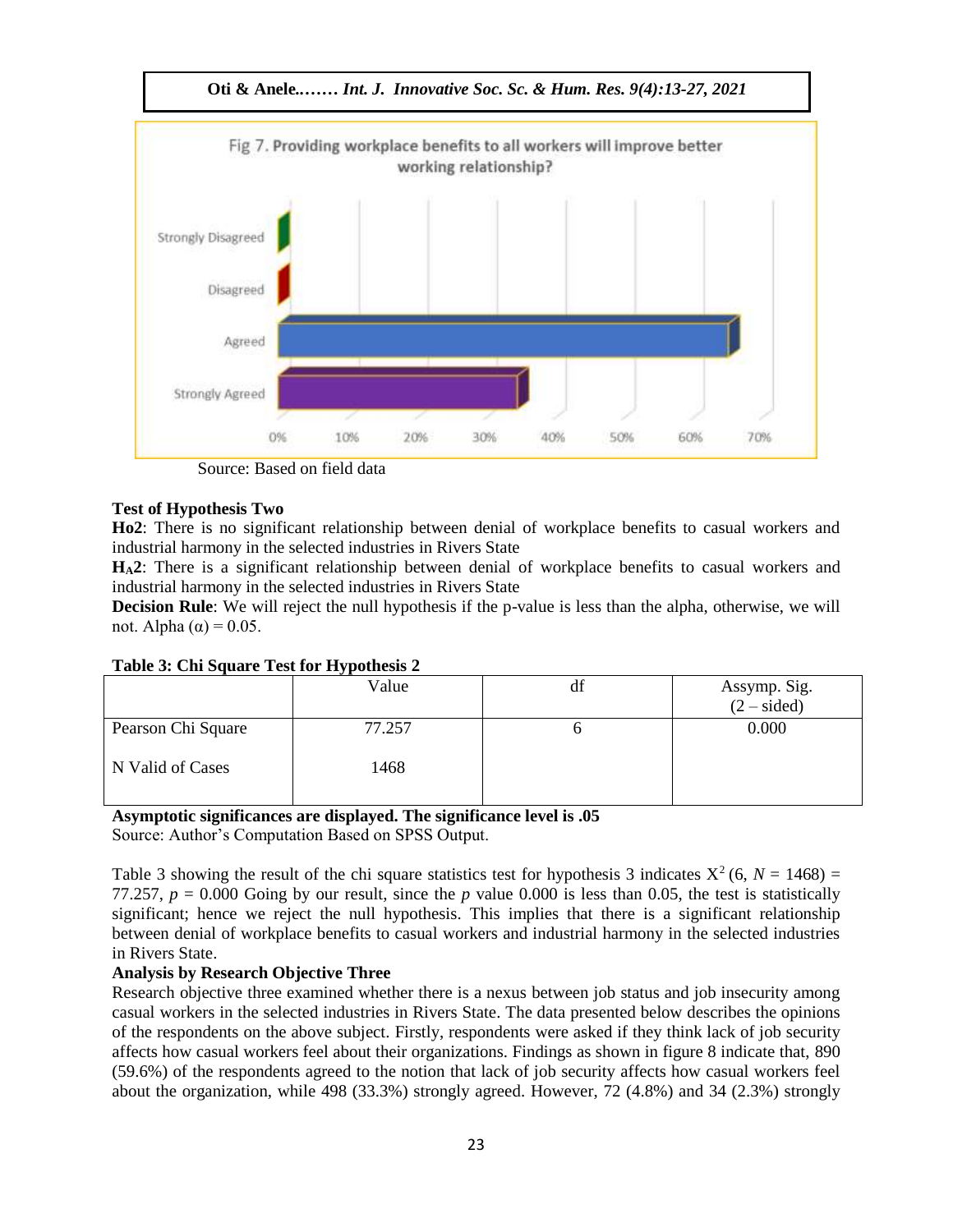Fig 7. Providing workplace benefits to all workers will improve better working relationship?

Source: Based on field data

**Test of Hypothesis Two**

**Ho2**: There is no significant relationship between denial of workplace benefits to casual workers and industrial harmony in the selected industries in Rivers State

**$H_A$2**: There is a significant relationship between denial of workplace benefits to casual workers and industrial harmony in the selected industries in Rivers State

**Decision Rule**: We will reject the null hypothesis if the p-value is less than the alpha, otherwise, we will not. Alpha ($\alpha$) = 0.05.

**Table 3: Chi Square Test for Hypothesis 2**

| | Value | df | Assymp. Sig. (2 – sided) |
|---|---|---|---|
| Pearson Chi Square | 77.257 | 6 | 0.000 |
| N Valid of Cases | 1468 | | |

**Asymptotic significances are displayed. The significance level is .05**

Source: Author's Computation Based on SPSS Output.

Table 3 showing the result of the chi square statistics test for hypothesis 3 indicates $X^2 (6, N = 1468) = 77.257$, $p = 0.000$ Going by our result, since the $p$ value 0.000 is less than 0.05, the test is statistically significant; hence we reject the null hypothesis. This implies that there is a significant relationship between denial of workplace benefits to casual workers and industrial harmony in the selected industries in Rivers State.

**Analysis by Research Objective Three**

Research objective three examined whether there is a nexus between job status and job insecurity among casual workers in the selected industries in Rivers State. The data presented below describes the opinions of the respondents on the above subject. Firstly, respondents were asked if they think lack of job security affects how casual workers feel about their organizations. Findings as shown in figure 8 indicate that, 890 (59.6%) of the respondents agreed to the notion that lack of job security affects how casual workers feel about the organization, while 498 (33.3%) strongly agreed. However, 72 (4.8%) and 34 (2.3%) strongly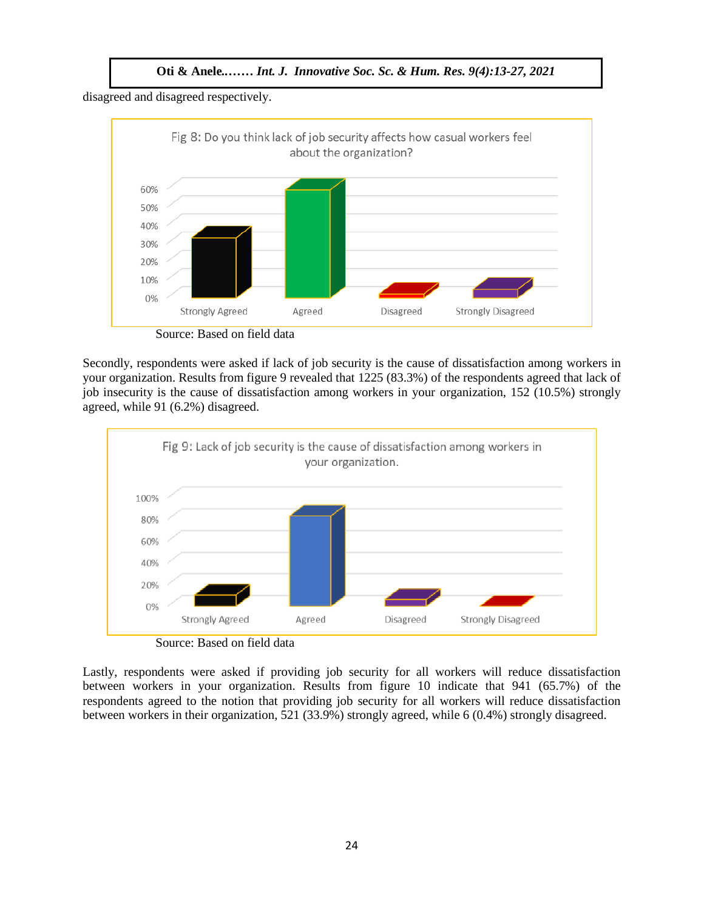disagreed and disagreed respectively.

Fig 8: Do you think lack of job security affects how casual workers feel about the organization?

Source: Based on field data

Secondly, respondents were asked if lack of job security is the cause of dissatisfaction among workers in your organization. Results from figure 9 revealed that 1225 (83.3%) of the respondents agreed that lack of job insecurity is the cause of dissatisfaction among workers in your organization, 152 (10.5%) strongly agreed, while 91 (6.2%) disagreed.

Fig 9: Lack of job security is the cause of dissatisfaction among workers in your organization.

Source: Based on field data

Lastly, respondents were asked if providing job security for all workers will reduce dissatisfaction between workers in your organization. Results from figure 10 indicate that 941 (65.7%) of the respondents agreed to the notion that providing job security for all workers will reduce dissatisfaction between workers in their organization, 521 (33.9%) strongly agreed, while 6 (0.4%) strongly disagreed.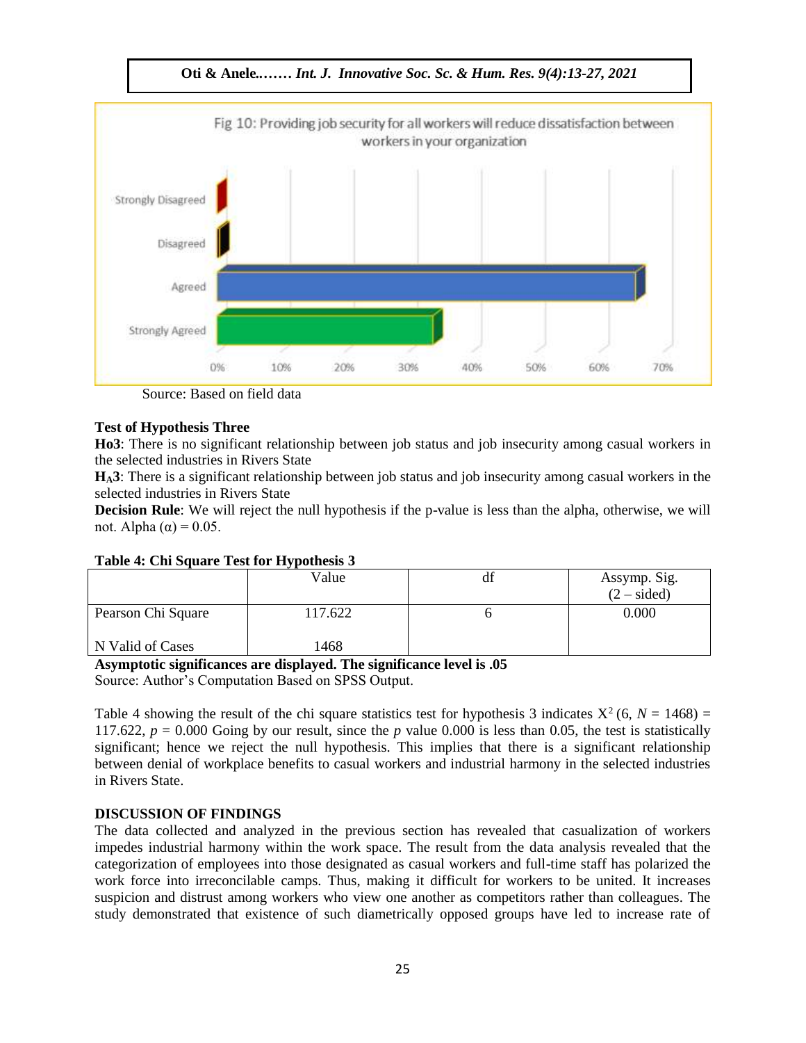Fig 10: Providing job security for all workers will reduce dissatisfaction between workers in your organization

Source: Based on field data

**Test of Hypothesis Three**

**Ho3**: There is no significant relationship between job status and job insecurity among casual workers in the selected industries in Rivers State

**H$_A$3**: There is a significant relationship between job status and job insecurity among casual workers in the selected industries in Rivers State

**Decision Rule**: We will reject the null hypothesis if the p-value is less than the alpha, otherwise, we will not. Alpha ($\alpha$) = 0.05.

**Table 4: Chi Square Test for Hypothesis 3**

| | Value | df | Assymp. Sig. (2 – sided) |
|---|---|---|---|
| Pearson Chi Square | 117.622 | 6 | 0.000 |
| N Valid of Cases | 1468 | | |

**Asymptotic significances are displayed. The significance level is .05**

Source: Author's Computation Based on SPSS Output.

Table 4 showing the result of the chi square statistics test for hypothesis 3 indicates $X^2$ (6, $N$ = 1468) = 117.622, $p$ = 0.000 Going by our result, since the $p$ value 0.000 is less than 0.05, the test is statistically significant; hence we reject the null hypothesis. This implies that there is a significant relationship between denial of workplace benefits to casual workers and industrial harmony in the selected industries in Rivers State.

**DISCUSSION OF FINDINGS**

The data collected and analyzed in the previous section has revealed that casualization of workers impedes industrial harmony within the work space. The result from the data analysis revealed that the categorization of employees into those designated as casual workers and full-time staff has polarized the work force into irreconcilable camps. Thus, making it difficult for workers to be united. It increases suspicion and distrust among workers who view one another as competitors rather than colleagues. The study demonstrated that existence of such diametrically opposed groups have led to increase rate of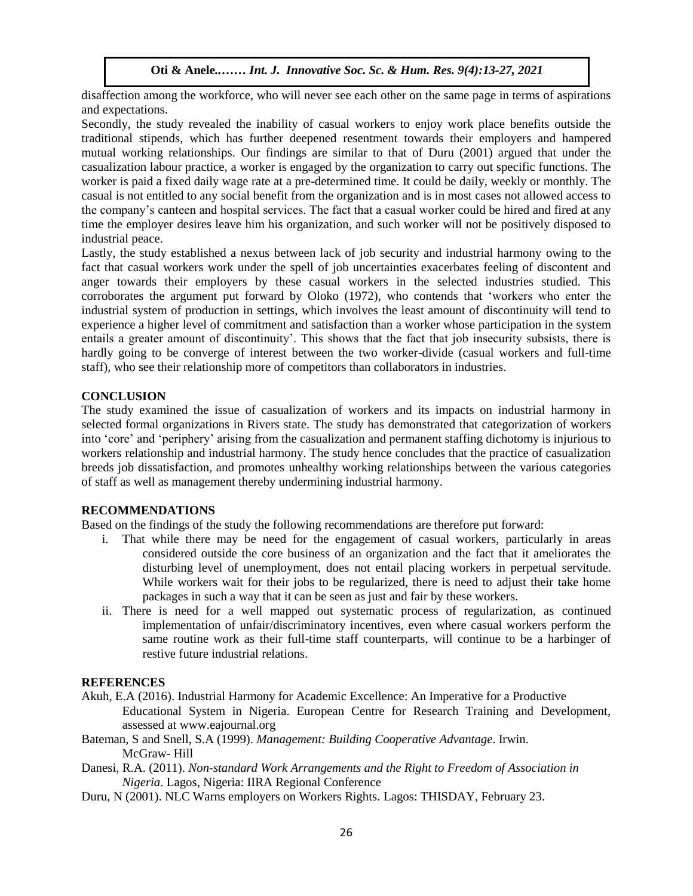disaffection among the workforce, who will never see each other on the same page in terms of aspirations and expectations.

Secondly, the study revealed the inability of casual workers to enjoy work place benefits outside the traditional stipends, which has further deepened resentment towards their employers and hampered mutual working relationships. Our findings are similar to that of Duru (2001) argued that under the casualization labour practice, a worker is engaged by the organization to carry out specific functions. The worker is paid a fixed daily wage rate at a pre-determined time. It could be daily, weekly or monthly. The casual is not entitled to any social benefit from the organization and is in most cases not allowed access to the company's canteen and hospital services. The fact that a casual worker could be hired and fired at any time the employer desires leave him his organization, and such worker will not be positively disposed to industrial peace.

Lastly, the study established a nexus between lack of job security and industrial harmony owing to the fact that casual workers work under the spell of job uncertainties exacerbates feeling of discontent and anger towards their employers by these casual workers in the selected industries studied. This corroborates the argument put forward by Oloko (1972), who contends that 'workers who enter the industrial system of production in settings, which involves the least amount of discontinuity will tend to experience a higher level of commitment and satisfaction than a worker whose participation in the system entails a greater amount of discontinuity'. This shows that the fact that job insecurity subsists, there is hardly going to be converge of interest between the two worker-divide (casual workers and full-time staff), who see their relationship more of competitors than collaborators in industries.

## CONCLUSION

The study examined the issue of casualization of workers and its impacts on industrial harmony in selected formal organizations in Rivers state. The study has demonstrated that categorization of workers into 'core' and 'periphery' arising from the casualization and permanent staffing dichotomy is injurious to workers relationship and industrial harmony. The study hence concludes that the practice of casualization breeds job dissatisfaction, and promotes unhealthy working relationships between the various categories of staff as well as management thereby undermining industrial harmony.

## RECOMMENDATIONS

Based on the findings of the study the following recommendations are therefore put forward:

i. That while there may be need for the engagement of casual workers, particularly in areas considered outside the core business of an organization and the fact that it ameliorates the disturbing level of unemployment, does not entail placing workers in perpetual servitude. While workers wait for their jobs to be regularized, there is need to adjust their take home packages in such a way that it can be seen as just and fair by these workers.

ii. There is need for a well mapped out systematic process of regularization, as continued implementation of unfair/discriminatory incentives, even where casual workers perform the same routine work as their full-time staff counterparts, will continue to be a harbinger of restive future industrial relations.

## REFERENCES

Akuh, E.A (2016). Industrial Harmony for Academic Excellence: An Imperative for a Productive Educational System in Nigeria. European Centre for Research Training and Development, assessed at www.eajournal.org

Bateman, S and Snell, S.A (1999). *Management: Building Cooperative Advantage*. Irwin. McGraw- Hill

Danesi, R.A. (2011). *Non-standard Work Arrangements and the Right to Freedom of Association in Nigeria*. Lagos, Nigeria: IIRA Regional Conference

Duru, N (2001). NLC Warns employers on Workers Rights. Lagos: THISDAY, February 23.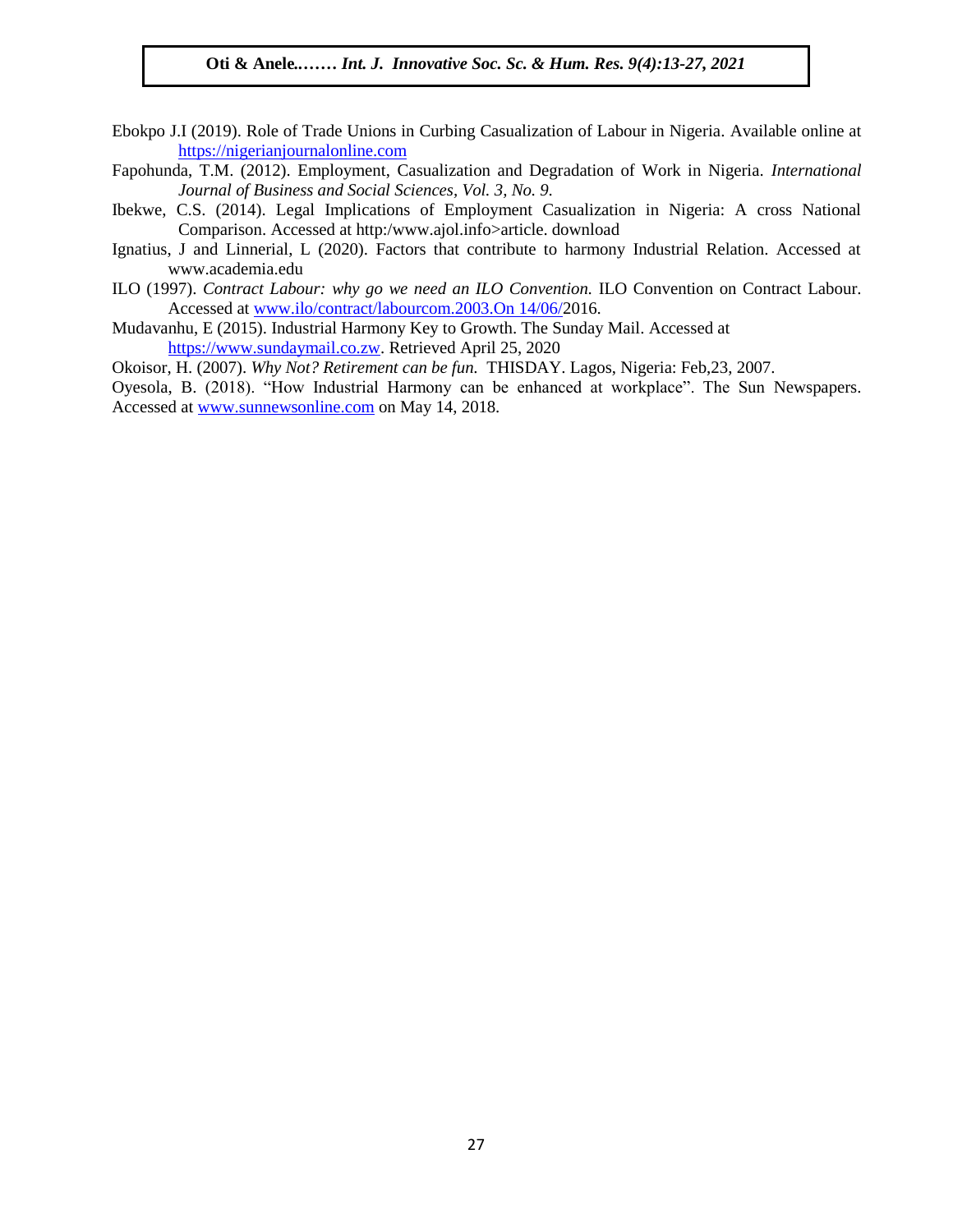Ebokpo J.I (2019). Role of Trade Unions in Curbing Casualization of Labour in Nigeria. Available online at https://nigerianjournalonline.com

Fapohunda, T.M. (2012). Employment, Casualization and Degradation of Work in Nigeria. *International Journal of Business and Social Sciences, Vol. 3, No. 9*.

Ibekwe, C.S. (2014). Legal Implications of Employment Casualization in Nigeria: A cross National Comparison. Accessed at http:/www.ajol.info>article. download

Ignatius, J and Linnerial, L (2020). Factors that contribute to harmony Industrial Relation. Accessed at www.academia.edu

ILO (1997). *Contract Labour: why go we need an ILO Convention.* ILO Convention on Contract Labour. Accessed at www.ilo/contract/labourcom.2003.On 14/06/2016.

Mudavanhu, E (2015). Industrial Harmony Key to Growth. The Sunday Mail. Accessed at https://www.sundaymail.co.zw. Retrieved April 25, 2020

Okoisor, H. (2007). *Why Not? Retirement can be fun.* THISDAY. Lagos, Nigeria: Feb,23, 2007.

Oyesola, B. (2018). "How Industrial Harmony can be enhanced at workplace". The Sun Newspapers. Accessed at www.sunnewsonline.com on May 14, 2018.